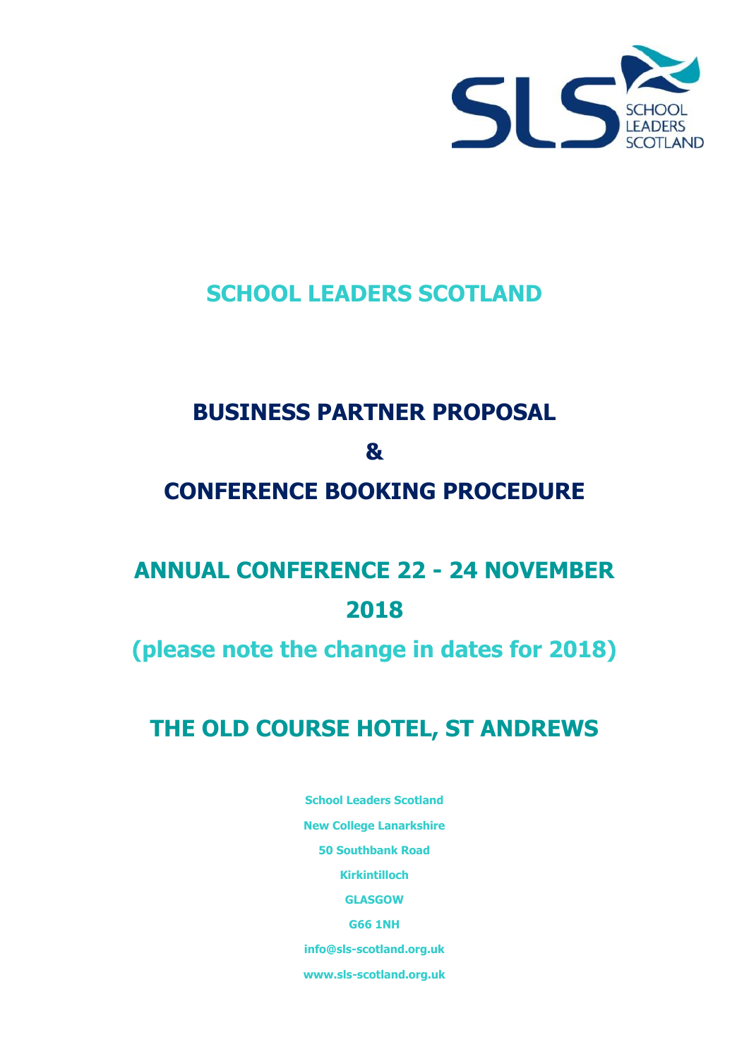# SCHOOL LEADERS SCOTLAND

## BUSINESS PARTNER PROPOSAL

## &

## CONFERENCE BOOKING PROCEDURE

## ANNUAL CONFERENCE 22 - 24 NOVEMBER 2018

## (please note the change in dates for 2018)

## THE OLD COURSE HOTEL, ST ANDREWS

**School Leaders Scotland**

**New College Lanarkshire**

**50 Southbank Road**

**Kirkintilloch**

**GLASGOW**

**G66 1NH**

**info@sls-scotland.org.uk**

**www.sls-scotland.org.uk**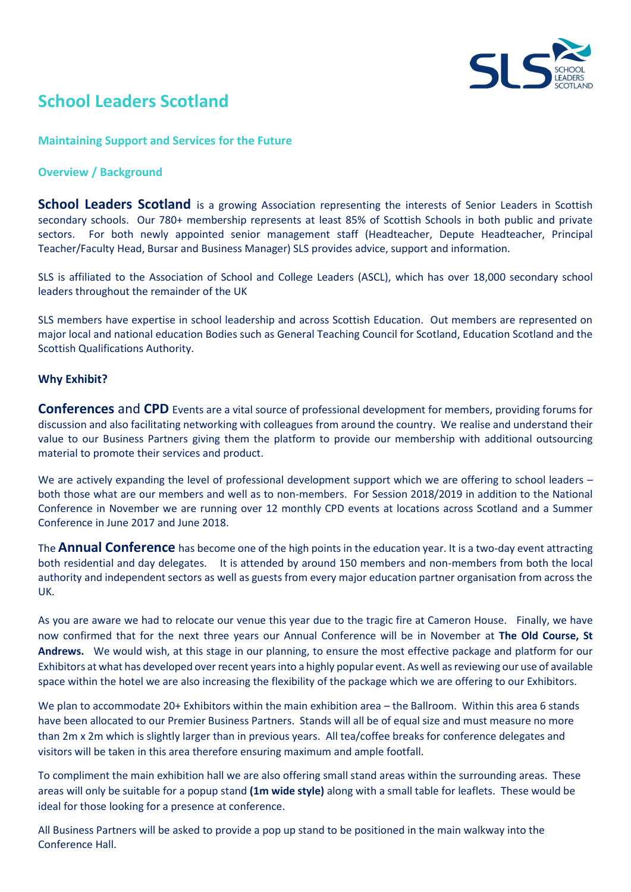# School Leaders Scotland

### Maintaining Support and Services for the Future

### Overview / Background

**School Leaders Scotland** is a growing Association representing the interests of Senior Leaders in Scottish secondary schools. Our 780+ membership represents at least 85% of Scottish Schools in both public and private sectors. For both newly appointed senior management staff (Headteacher, Depute Headteacher, Principal Teacher/Faculty Head, Bursar and Business Manager) SLS provides advice, support and information.

SLS is affiliated to the Association of School and College Leaders (ASCL), which has over 18,000 secondary school leaders throughout the remainder of the UK

SLS members have expertise in school leadership and across Scottish Education. Out members are represented on major local and national education Bodies such as General Teaching Council for Scotland, Education Scotland and the Scottish Qualifications Authority.

**Why Exhibit?**

**Conferences** and **CPD** Events are a vital source of professional development for members, providing forums for discussion and also facilitating networking with colleagues from around the country. We realise and understand their value to our Business Partners giving them the platform to provide our membership with additional outsourcing material to promote their services and product.

We are actively expanding the level of professional development support which we are offering to school leaders – both those what are our members and well as to non-members. For Session 2018/2019 in addition to the National Conference in November we are running over 12 monthly CPD events at locations across Scotland and a Summer Conference in June 2017 and June 2018.

The **Annual Conference** has become one of the high points in the education year. It is a two-day event attracting both residential and day delegates. It is attended by around 150 members and non-members from both the local authority and independent sectors as well as guests from every major education partner organisation from across the UK.

As you are aware we had to relocate our venue this year due to the tragic fire at Cameron House. Finally, we have now confirmed that for the next three years our Annual Conference will be in November at **The Old Course, St Andrews.** We would wish, at this stage in our planning, to ensure the most effective package and platform for our Exhibitors at what has developed over recent years into a highly popular event. As well as reviewing our use of available space within the hotel we are also increasing the flexibility of the package which we are offering to our Exhibitors.

We plan to accommodate 20+ Exhibitors within the main exhibition area – the Ballroom. Within this area 6 stands have been allocated to our Premier Business Partners. Stands will all be of equal size and must measure no more than 2m x 2m which is slightly larger than in previous years. All tea/coffee breaks for conference delegates and visitors will be taken in this area therefore ensuring maximum and ample footfall.

To compliment the main exhibition hall we are also offering small stand areas within the surrounding areas. These areas will only be suitable for a popup stand **(1m wide style)** along with a small table for leaflets. These would be ideal for those looking for a presence at conference.

All Business Partners will be asked to provide a pop up stand to be positioned in the main walkway into the Conference Hall.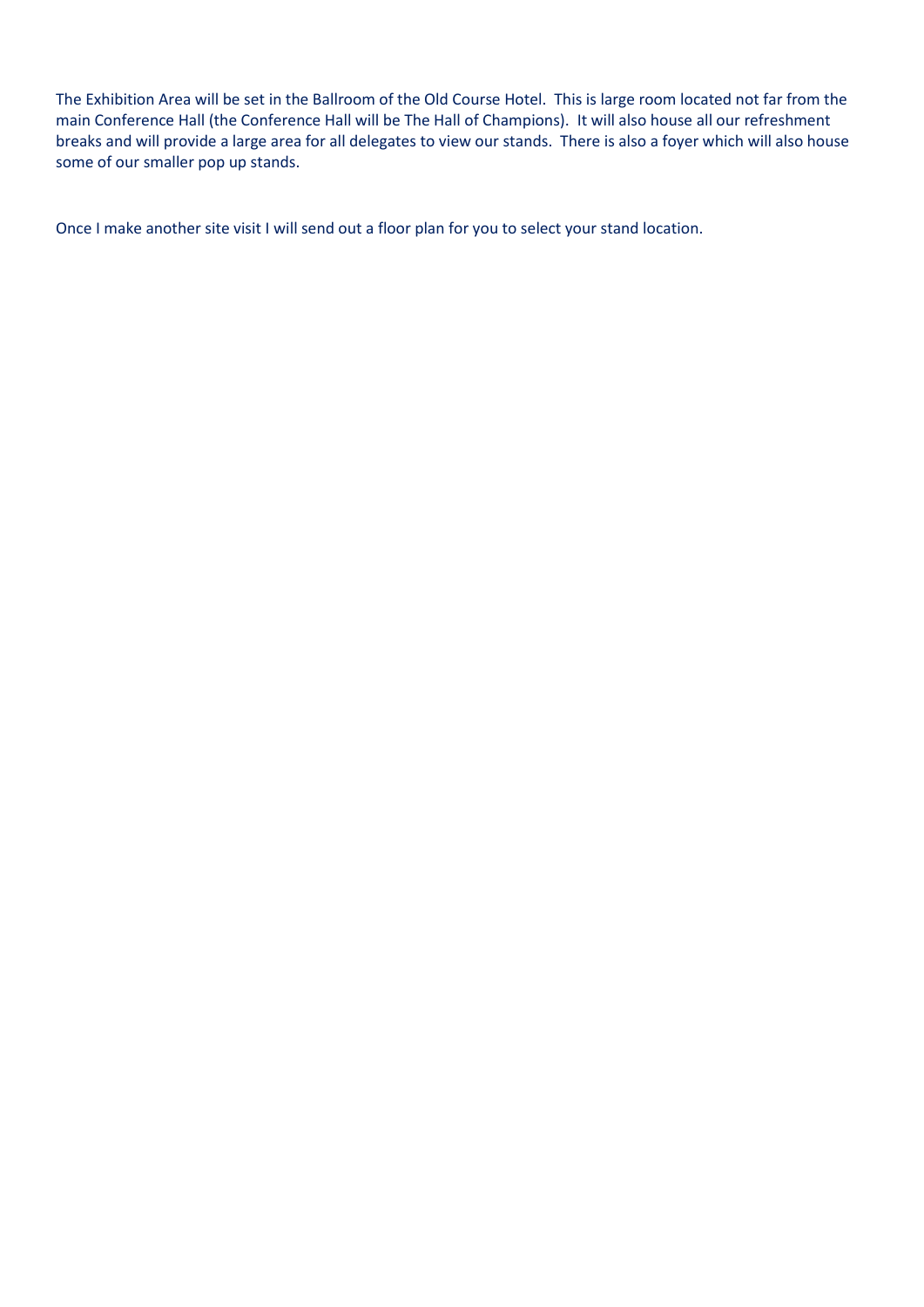The Exhibition Area will be set in the Ballroom of the Old Course Hotel. This is large room located not far from the main Conference Hall (the Conference Hall will be The Hall of Champions). It will also house all our refreshment breaks and will provide a large area for all delegates to view our stands. There is also a foyer which will also house some of our smaller pop up stands.

Once I make another site visit I will send out a floor plan for you to select your stand location.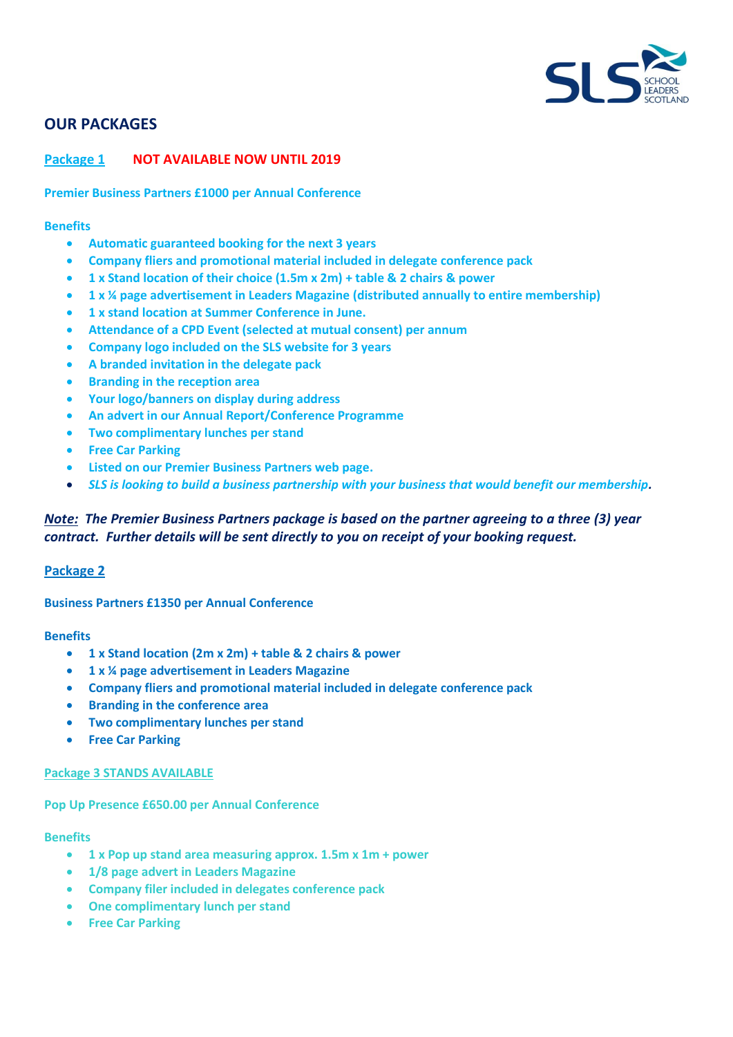## OUR PACKAGES

### Package 1 NOT AVAILABLE NOW UNTIL 2019

**Premier Business Partners £1000 per Annual Conference**

**Benefits**

- **Automatic guaranteed booking for the next 3 years**
- **Company fliers and promotional material included in delegate conference pack**
- **1 x Stand location of their choice (1.5m x 2m) + table & 2 chairs & power**
- **1 x ¼ page advertisement in Leaders Magazine (distributed annually to entire membership)**
- **1 x stand location at Summer Conference in June.**
- **Attendance of a CPD Event (selected at mutual consent) per annum**
- **Company logo included on the SLS website for 3 years**
- **A branded invitation in the delegate pack**
- **Branding in the reception area**
- **Your logo/banners on display during address**
- **An advert in our Annual Report/Conference Programme**
- **Two complimentary lunches per stand**
- **Free Car Parking**
- **Listed on our Premier Business Partners web page.**
- ***SLS is looking to build a business partnership with your business that would benefit our membership.***

***Note:* The Premier Business Partners package is based on the partner agreeing to a three (3) year contract. Further details will be sent directly to you on receipt of your booking request.**

### Package 2

**Business Partners £1350 per Annual Conference**

**Benefits**

- **1 x Stand location (2m x 2m) + table & 2 chairs & power**
- **1 x ¼ page advertisement in Leaders Magazine**
- **Company fliers and promotional material included in delegate conference pack**
- **Branding in the conference area**
- **Two complimentary lunches per stand**
- **Free Car Parking**

### Package 3 STANDS AVAILABLE

**Pop Up Presence £650.00 per Annual Conference**

**Benefits**

- **1 x Pop up stand area measuring approx. 1.5m x 1m + power**
- **1/8 page advert in Leaders Magazine**
- **Company filer included in delegates conference pack**
- **One complimentary lunch per stand**
- **Free Car Parking**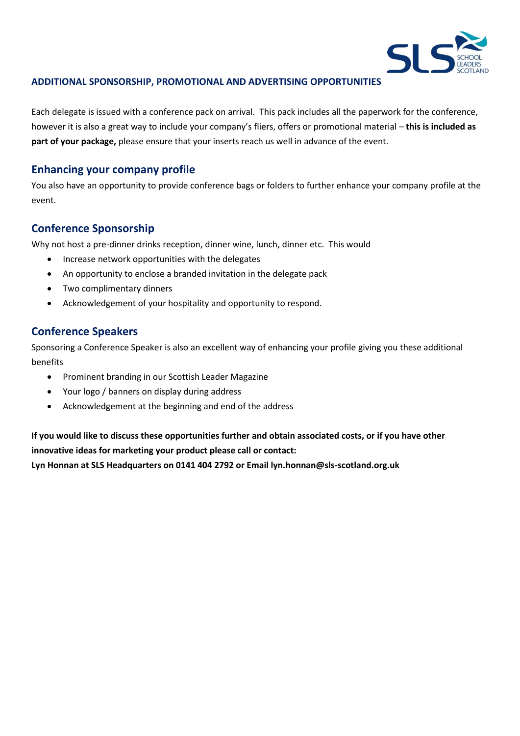## ADDITIONAL SPONSORSHIP, PROMOTIONAL AND ADVERTISING OPPORTUNITIES

Each delegate is issued with a conference pack on arrival. This pack includes all the paperwork for the conference, however it is also a great way to include your company's fliers, offers or promotional material – **this is included as part of your package,** please ensure that your inserts reach us well in advance of the event.

### Enhancing your company profile

You also have an opportunity to provide conference bags or folders to further enhance your company profile at the event.

### Conference Sponsorship

Why not host a pre-dinner drinks reception, dinner wine, lunch, dinner etc. This would

- Increase network opportunities with the delegates
- An opportunity to enclose a branded invitation in the delegate pack
- Two complimentary dinners
- Acknowledgement of your hospitality and opportunity to respond.

### Conference Speakers

Sponsoring a Conference Speaker is also an excellent way of enhancing your profile giving you these additional benefits

- Prominent branding in our Scottish Leader Magazine
- Your logo / banners on display during address
- Acknowledgement at the beginning and end of the address

**If you would like to discuss these opportunities further and obtain associated costs, or if you have other innovative ideas for marketing your product please call or contact:**
**Lyn Honnan at SLS Headquarters on 0141 404 2792 or Email lyn.honnan@sls-scotland.org.uk**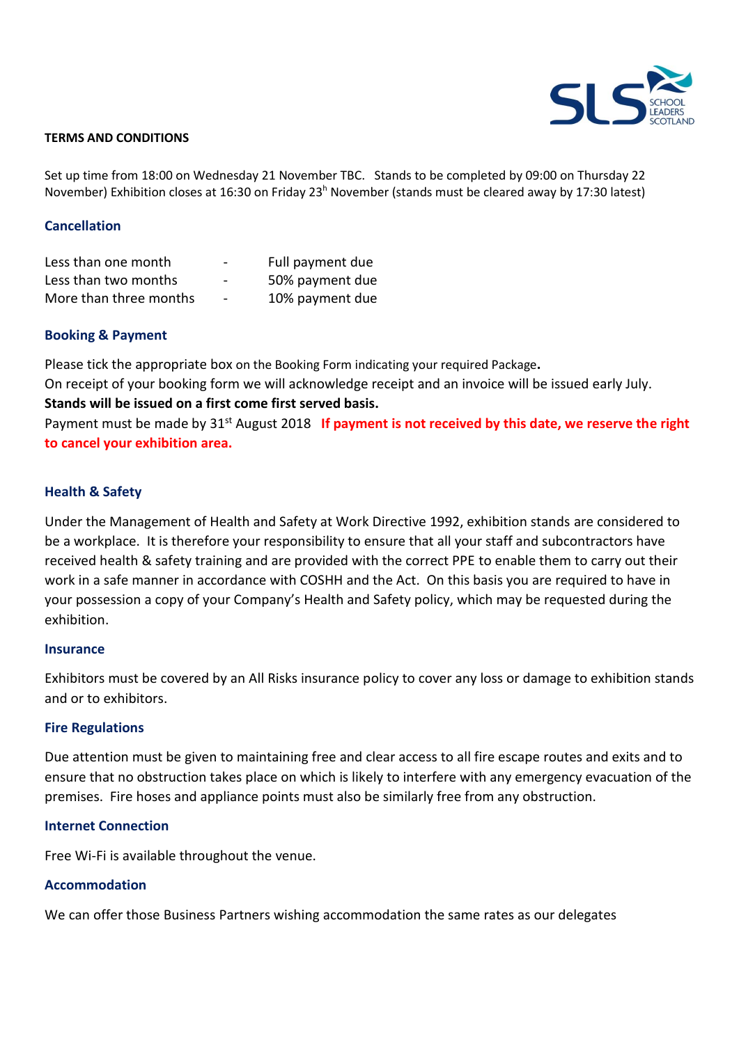**TERMS AND CONDITIONS**

Set up time from 18:00 on Wednesday 21 November TBC. Stands to be completed by 09:00 on Thursday 22 November) Exhibition closes at 16:30 on Friday 23h November (stands must be cleared away by 17:30 latest)

### Cancellation

| | | |
|---|---|---|
| Less than one month | - | Full payment due |
| Less than two months | - | 50% payment due |
| More than three months | - | 10% payment due |

### Booking & Payment

Please tick the appropriate box on the Booking Form indicating your required Package.
On receipt of your booking form we will acknowledge receipt and an invoice will be issued early July.
**Stands will be issued on a first come first served basis.**
Payment must be made by 31st August 2018 **If payment is not received by this date, we reserve the right to cancel your exhibition area.**

### Health & Safety

Under the Management of Health and Safety at Work Directive 1992, exhibition stands are considered to be a workplace. It is therefore your responsibility to ensure that all your staff and subcontractors have received health & safety training and are provided with the correct PPE to enable them to carry out their work in a safe manner in accordance with COSHH and the Act. On this basis you are required to have in your possession a copy of your Company's Health and Safety policy, which may be requested during the exhibition.

### Insurance

Exhibitors must be covered by an All Risks insurance policy to cover any loss or damage to exhibition stands and or to exhibitors.

### Fire Regulations

Due attention must be given to maintaining free and clear access to all fire escape routes and exits and to ensure that no obstruction takes place on which is likely to interfere with any emergency evacuation of the premises. Fire hoses and appliance points must also be similarly free from any obstruction.

### Internet Connection

Free Wi-Fi is available throughout the venue.

### Accommodation

We can offer those Business Partners wishing accommodation the same rates as our delegates